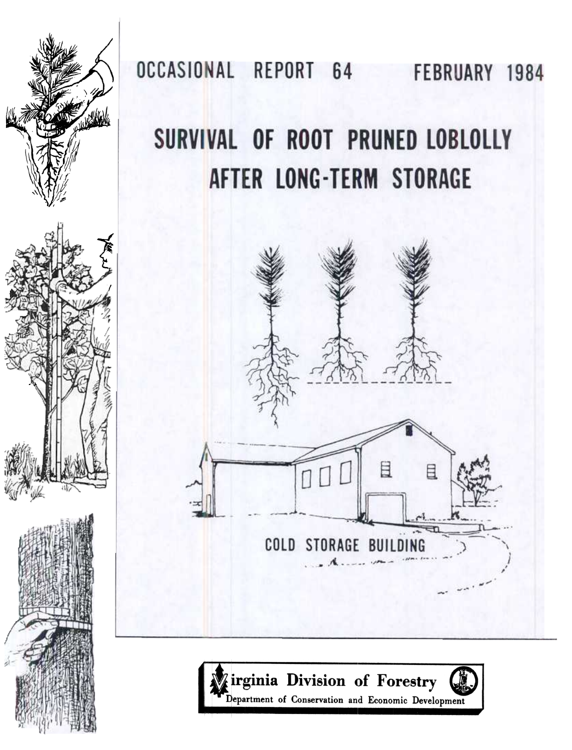OCCASIONAL REPORT 64 FEBRUARY 1984

# SURVIVAL OF ROOT PRUNED LOBLOLLY AFTER LONG-TERM STORAGE

COLD STORAGE BUILDING

Virginia Division of Forestry

Department of Conservation and Economic Development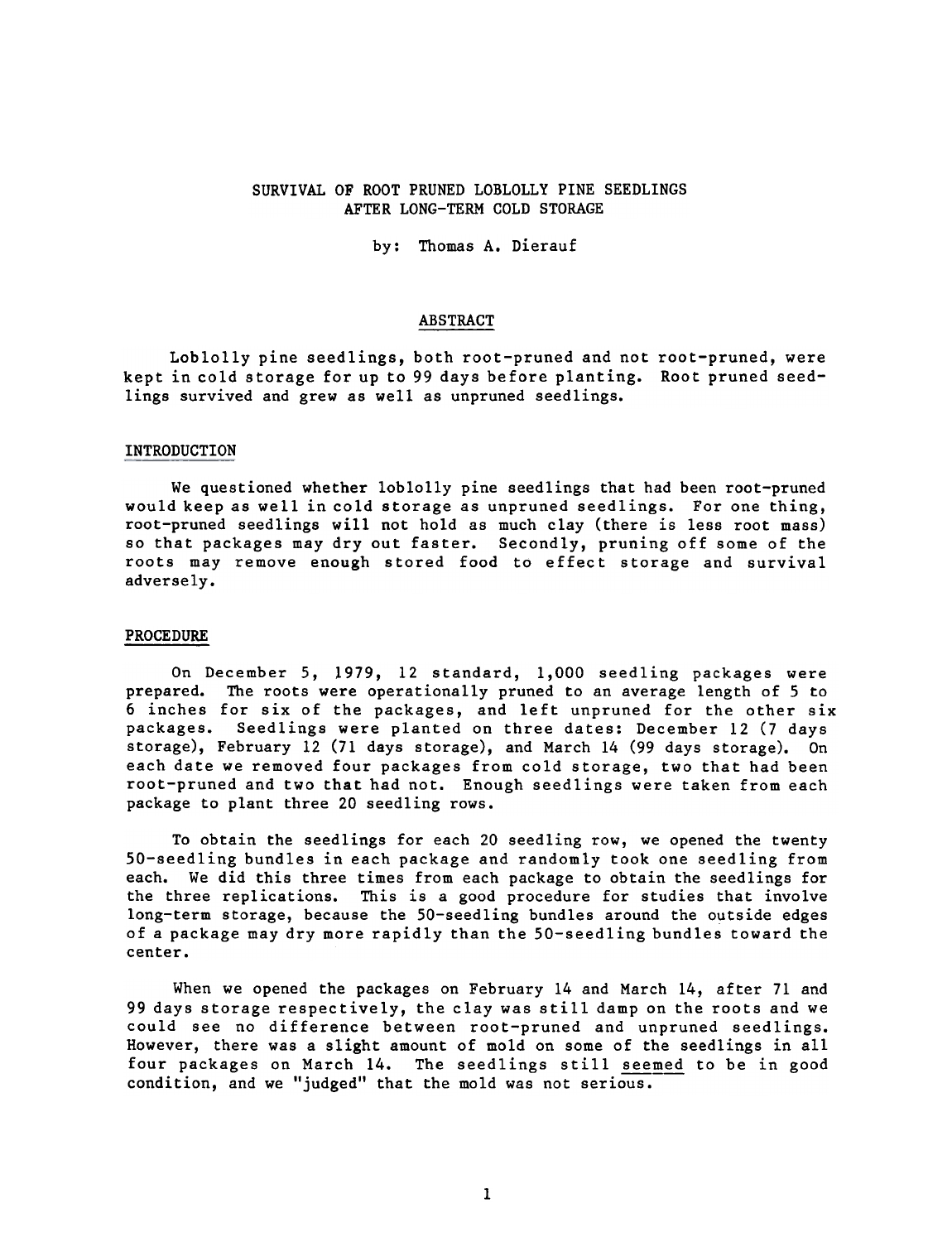# SURVIVAL OF ROOT PRUNED LOBLOLLY PINE SEEDLINGS AFTER LONG-TERM COLD STORAGE

by: Thomas A. Dierauf

## ABSTRACT

Loblolly pine seedlings, both root-pruned and not root-pruned, were kept in cold storage for up to 99 days before planting. Root pruned seedlings survived and grew as well as unpruned seedlings.

## INTRODUCTION

We questioned whether loblolly pine seedlings that had been root-pruned would keep as well in cold storage as unpruned seedlings. For one thing, root-pruned seedlings will not hold as much clay (there is less root mass) so that packages may dry out faster. Secondly, pruning off some of the roots may remove enough stored food to effect storage and survival adversely.

## PROCEDURE

On December 5, 1979, 12 standard, 1,000 seedling packages were prepared. The roots were operationally pruned to an average length of 5 to 6 inches for six of the packages, and left unpruned for the other six packages. Seedlings were planted on three dates: December 12 (7 days storage), February 12 (71 days storage), and March 14 (99 days storage). On each date we removed four packages from cold storage, two that had been root-pruned and two that had not. Enough seedlings were taken from each package to plant three 20 seedling rows.

To obtain the seedlings for each 20 seedling row, we opened the twenty 50-seedling bundles in each package and randomly took one seedling from each. We did this three times from each package to obtain the seedlings for the three replications. This is a good procedure for studies that involve long-term storage, because the 50-seedling bundles around the outside edges of a package may dry more rapidly than the 50-seedling bundles toward the center.

When we opened the packages on February 14 and March 14, after 71 and 99 days storage respectively, the clay was still damp on the roots and we could see no difference between root-pruned and unpruned seedlings. However, there was a slight amount of mold on some of the seedlings in all four packages on March 14. The seedlings still _seemed_ to be in good condition, and we "judged" that the mold was not serious.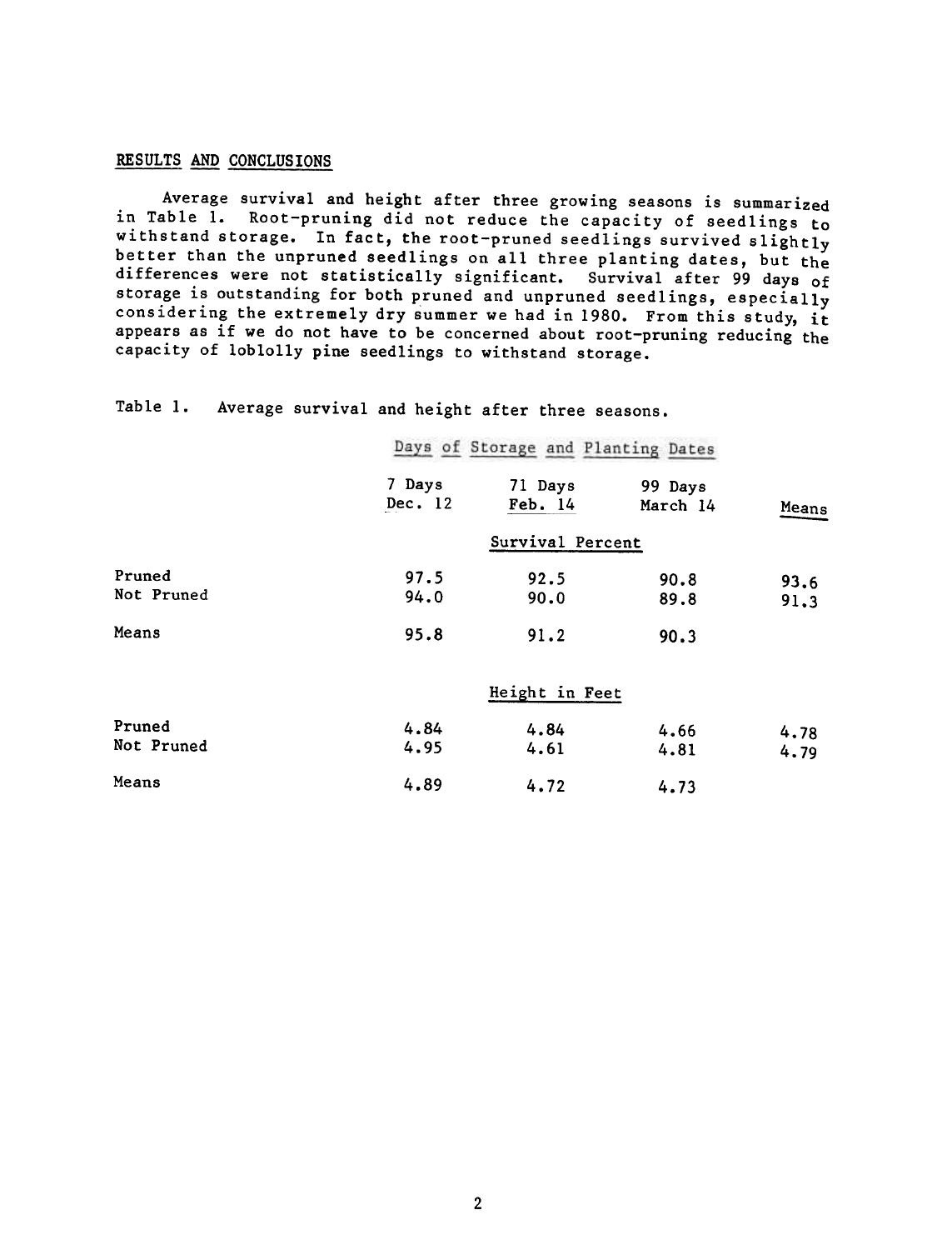## RESULTS AND CONCLUSIONS

Average survival and height after three growing seasons is summarized in Table 1. Root-pruning did not reduce the capacity of seedlings to withstand storage. In fact, the root-pruned seedlings survived slightly better than the unpruned seedlings on all three planting dates, but the differences were not statistically significant. Survival after 99 days of storage is outstanding for both pruned and unpruned seedlings, especially considering the extremely dry summer we had in 1980. From this study, it appears as if we do not have to be concerned about root-pruning reducing the capacity of loblolly pine seedlings to withstand storage.

Table 1. Average survival and height after three seasons.

| | Days of Storage and Planting Dates | | | |
|---|---|---|---|---|
| | 7 Days Dec. 12 | 71 Days Feb. 14 | 99 Days March 14 | Means |
| | | Survival Percent | | |
| Pruned | 97.5 | 92.5 | 90.8 | 93.6 |
| Not Pruned | 94.0 | 90.0 | 89.8 | 91.3 |
| Means | 95.8 | 91.2 | 90.3 | |
| | | Height in Feet | | |
| Pruned | 4.84 | 4.84 | 4.66 | 4.78 |
| Not Pruned | 4.95 | 4.61 | 4.81 | 4.79 |
| Means | 4.89 | 4.72 | 4.73 | |